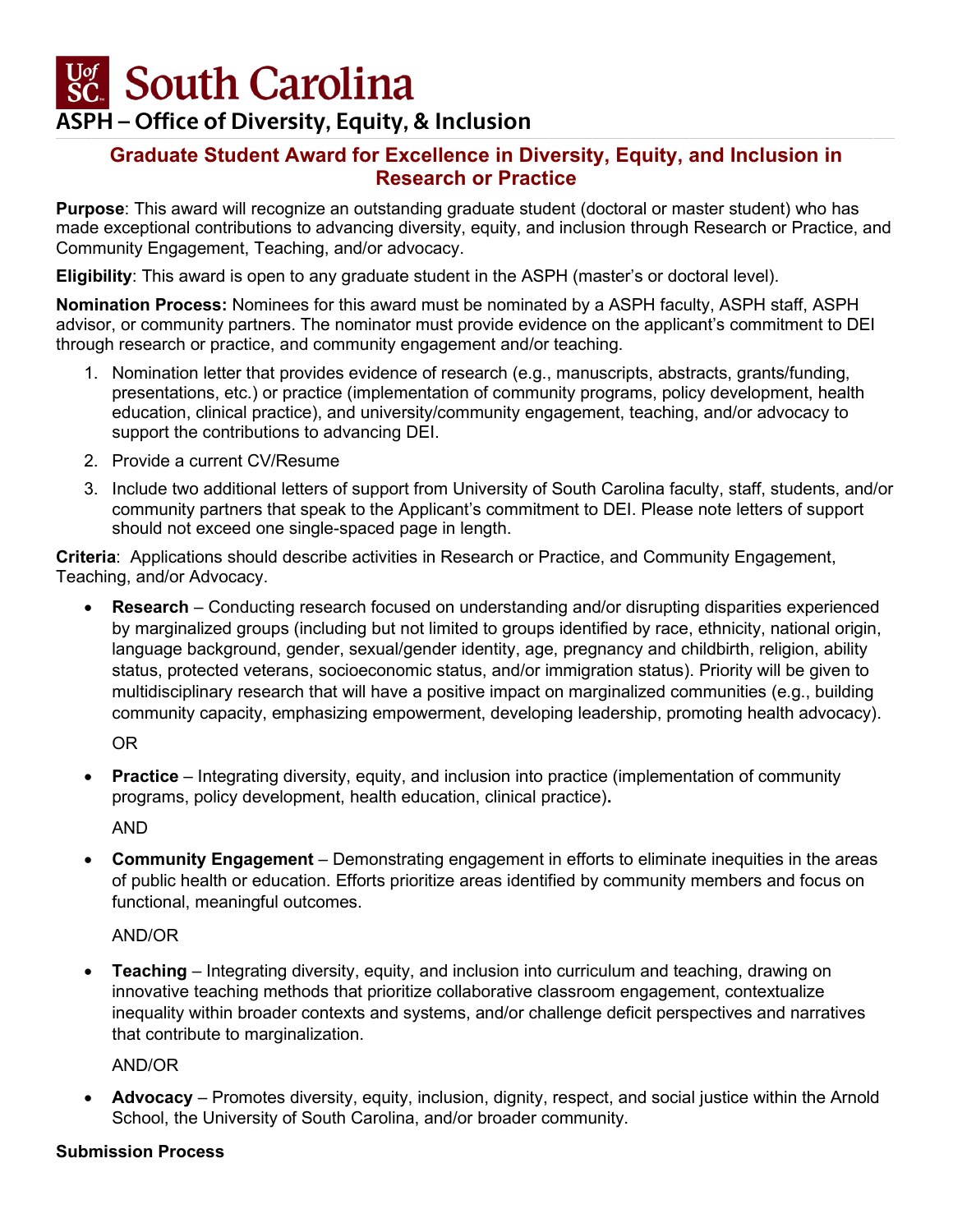# South Carolina

## ASPH – Office of Diversity, Equity, & Inclusion

### Graduate Student Award for Excellence in Diversity, Equity, and Inclusion in Research or Practice

**Purpose**: This award will recognize an outstanding graduate student (doctoral or master student) who has made exceptional contributions to advancing diversity, equity, and inclusion through Research or Practice, and Community Engagement, Teaching, and/or advocacy.

**Eligibility**: This award is open to any graduate student in the ASPH (master's or doctoral level).

**Nomination Process:** Nominees for this award must be nominated by a ASPH faculty, ASPH staff, ASPH advisor, or community partners. The nominator must provide evidence on the applicant's commitment to DEI through research or practice, and community engagement and/or teaching.

1. Nomination letter that provides evidence of research (e.g., manuscripts, abstracts, grants/funding, presentations, etc.) or practice (implementation of community programs, policy development, health education, clinical practice), and university/community engagement, teaching, and/or advocacy to support the contributions to advancing DEI.
2. Provide a current CV/Resume
3. Include two additional letters of support from University of South Carolina faculty, staff, students, and/or community partners that speak to the Applicant's commitment to DEI. Please note letters of support should not exceed one single-spaced page in length.

**Criteria**: Applications should describe activities in Research or Practice, and Community Engagement, Teaching, and/or Advocacy.

- **Research** – Conducting research focused on understanding and/or disrupting disparities experienced by marginalized groups (including but not limited to groups identified by race, ethnicity, national origin, language background, gender, sexual/gender identity, age, pregnancy and childbirth, religion, ability status, protected veterans, socioeconomic status, and/or immigration status). Priority will be given to multidisciplinary research that will have a positive impact on marginalized communities (e.g., building community capacity, emphasizing empowerment, developing leadership, promoting health advocacy).

  OR

- **Practice** – Integrating diversity, equity, and inclusion into practice (implementation of community programs, policy development, health education, clinical practice)**.**

  AND

- **Community Engagement** – Demonstrating engagement in efforts to eliminate inequities in the areas of public health or education. Efforts prioritize areas identified by community members and focus on functional, meaningful outcomes.

  AND/OR

- **Teaching** – Integrating diversity, equity, and inclusion into curriculum and teaching, drawing on innovative teaching methods that prioritize collaborative classroom engagement, contextualize inequality within broader contexts and systems, and/or challenge deficit perspectives and narratives that contribute to marginalization.

  AND/OR

- **Advocacy** – Promotes diversity, equity, inclusion, dignity, respect, and social justice within the Arnold School, the University of South Carolina, and/or broader community.

**Submission Process**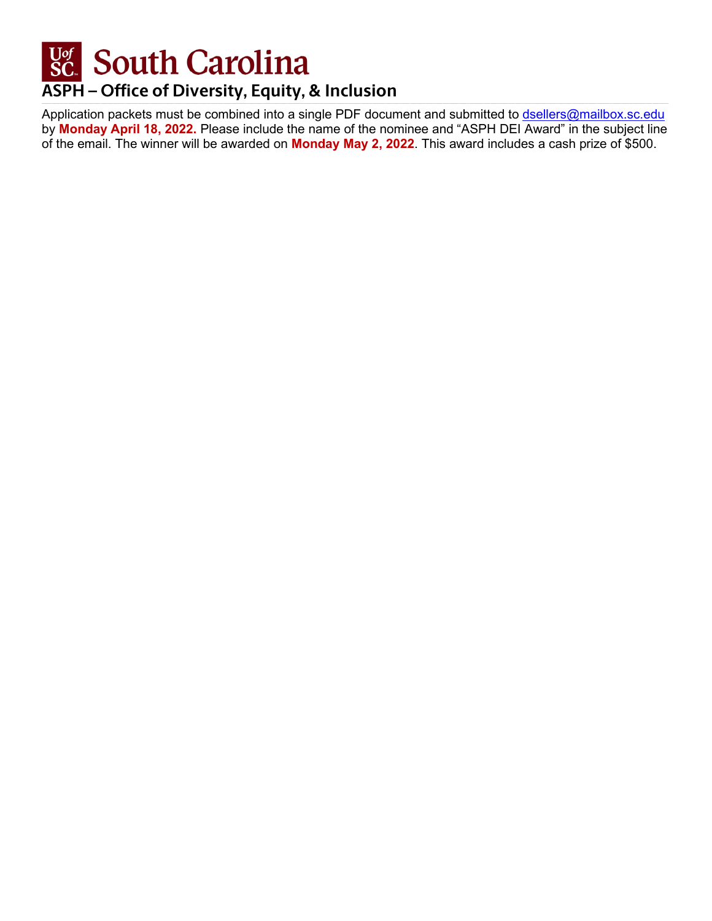# South Carolina

## ASPH – Office of Diversity, Equity, & Inclusion

Application packets must be combined into a single PDF document and submitted to dsellers@mailbox.sc.edu by **Monday April 18, 2022.** Please include the name of the nominee and "ASPH DEI Award" in the subject line of the email. The winner will be awarded on **Monday May 2, 2022**. This award includes a cash prize of $500.